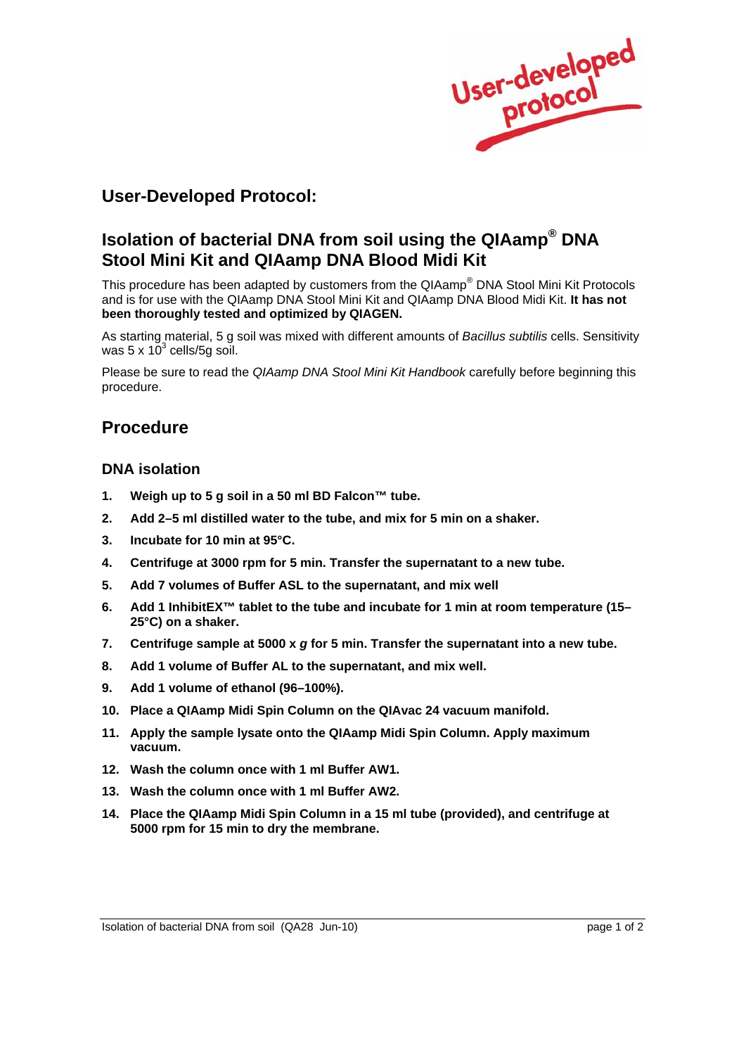User-developed protocol

## User-Developed Protocol:

## Isolation of bacterial DNA from soil using the QIAamp® DNA Stool Mini Kit and QIAamp DNA Blood Midi Kit

This procedure has been adapted by customers from the QIAamp® DNA Stool Mini Kit Protocols and is for use with the QIAamp DNA Stool Mini Kit and QIAamp DNA Blood Midi Kit. **It has not been thoroughly tested and optimized by QIAGEN.**

As starting material, 5 g soil was mixed with different amounts of *Bacillus subtilis* cells. Sensitivity was 5 x $10^3$ cells/5g soil.

Please be sure to read the *QIAamp DNA Stool Mini Kit Handbook* carefully before beginning this procedure.

## Procedure

### DNA isolation

1. **Weigh up to 5 g soil in a 50 ml BD Falcon™ tube.**
2. **Add 2–5 ml distilled water to the tube, and mix for 5 min on a shaker.**
3. **Incubate for 10 min at 95°C.**
4. **Centrifuge at 3000 rpm for 5 min. Transfer the supernatant to a new tube.**
5. **Add 7 volumes of Buffer ASL to the supernatant, and mix well**
6. **Add 1 InhibitEX™ tablet to the tube and incubate for 1 min at room temperature (15–25°C) on a shaker.**
7. **Centrifuge sample at 5000 x *g* for 5 min. Transfer the supernatant into a new tube.**
8. **Add 1 volume of Buffer AL to the supernatant, and mix well.**
9. **Add 1 volume of ethanol (96–100%).**
10. **Place a QIAamp Midi Spin Column on the QIAvac 24 vacuum manifold.**
11. **Apply the sample lysate onto the QIAamp Midi Spin Column. Apply maximum vacuum.**
12. **Wash the column once with 1 ml Buffer AW1.**
13. **Wash the column once with 1 ml Buffer AW2.**
14. **Place the QIAamp Midi Spin Column in a 15 ml tube (provided), and centrifuge at 5000 rpm for 15 min to dry the membrane.**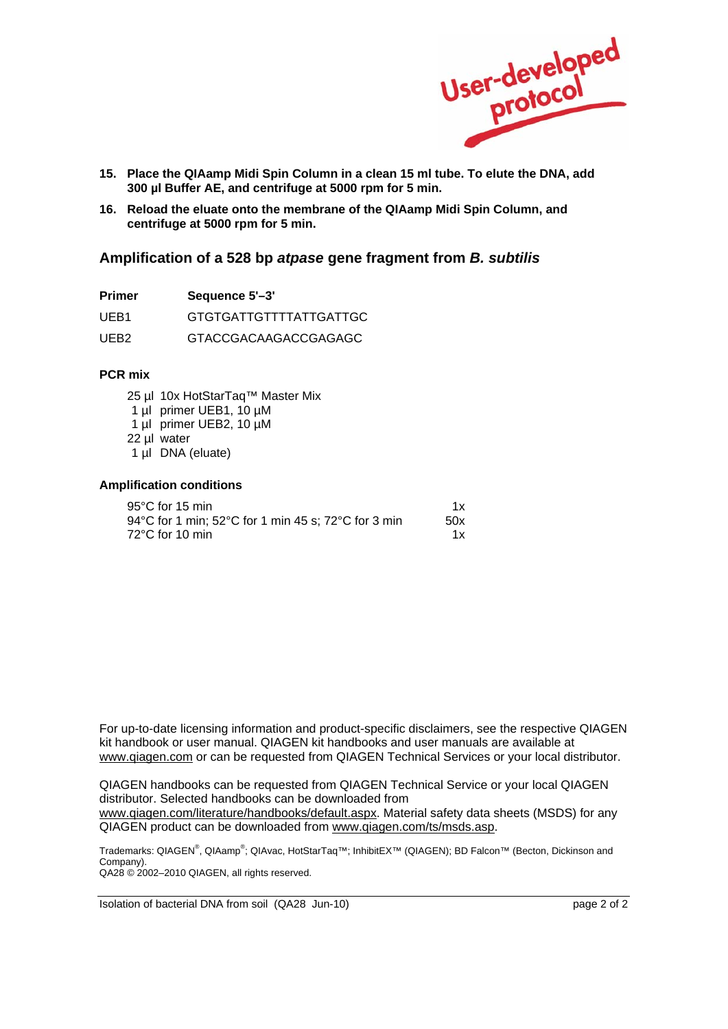**15. Place the QIAamp Midi Spin Column in a clean 15 ml tube. To elute the DNA, add 300 µl Buffer AE, and centrifuge at 5000 rpm for 5 min.**

**16. Reload the eluate onto the membrane of the QIAamp Midi Spin Column, and centrifuge at 5000 rpm for 5 min.**

## Amplification of a 528 bp *atpase* gene fragment from *B. subtilis*

| Primer | Sequence 5'–3' |
|---|---|
| UEB1 | GTGTGATTGTTTTATTGATTGC |
| UEB2 | GTACCGACAAGACCGAGAGC |

### PCR mix

25 µl 10x HotStarTaq™ Master Mix
1 µl primer UEB1, 10 µM
1 µl primer UEB2, 10 µM
22 µl water
1 µl DNA (eluate)

### Amplification conditions

| | |
|---|---|
| 95°C for 15 min | 1x |
| 94°C for 1 min; 52°C for 1 min 45 s; 72°C for 3 min | 50x |
| 72°C for 10 min | 1x |

For up-to-date licensing information and product-specific disclaimers, see the respective QIAGEN kit handbook or user manual. QIAGEN kit handbooks and user manuals are available at www.qiagen.com or can be requested from QIAGEN Technical Services or your local distributor.

QIAGEN handbooks can be requested from QIAGEN Technical Service or your local QIAGEN distributor. Selected handbooks can be downloaded from www.qiagen.com/literature/handbooks/default.aspx. Material safety data sheets (MSDS) for any QIAGEN product can be downloaded from www.qiagen.com/ts/msds.asp.

Trademarks: QIAGEN®, QIAamp®; QIAvac, HotStarTaq™; InhibitEX™ (QIAGEN); BD Falcon™ (Becton, Dickinson and Company).
QA28 © 2002–2010 QIAGEN, all rights reserved.